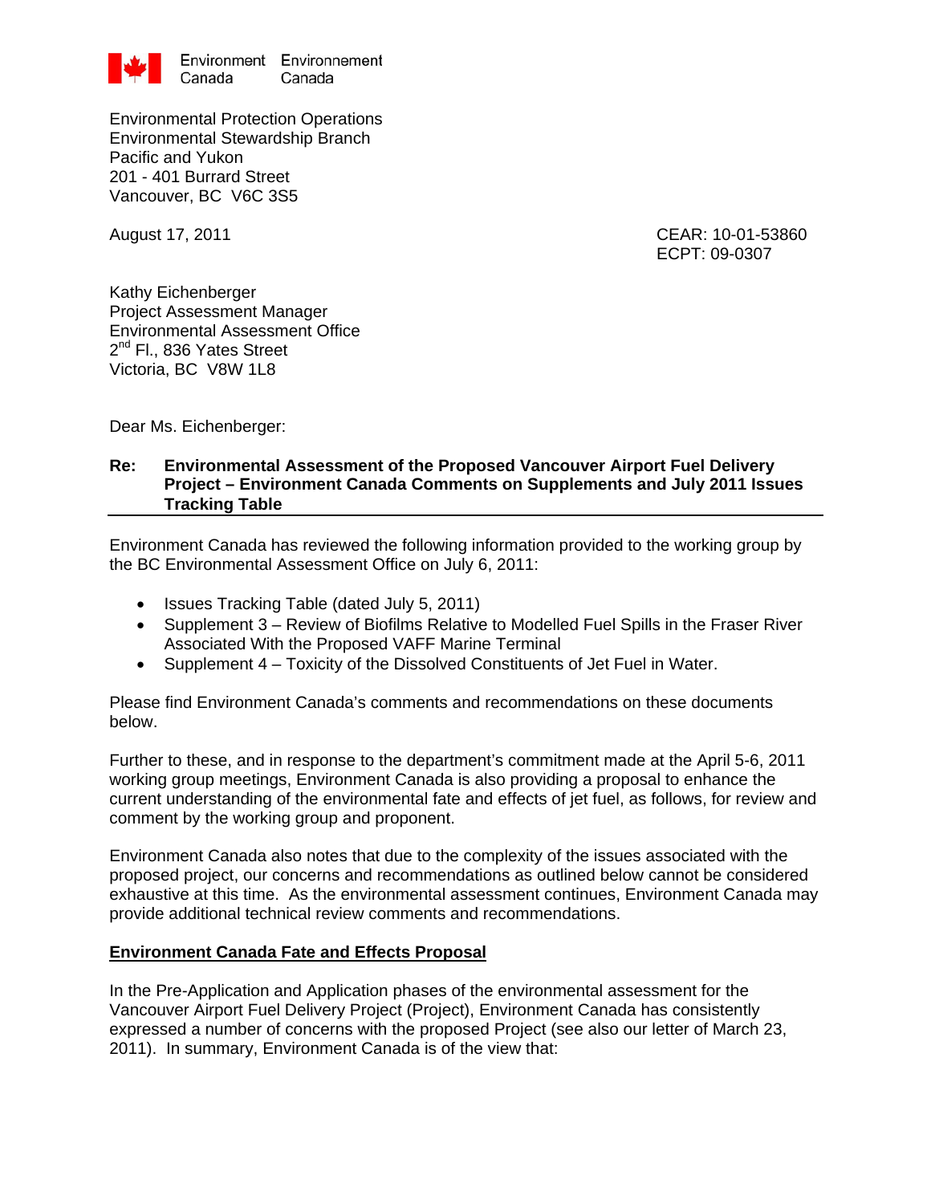Environment Canada Environnement Canada

Environmental Protection Operations
Environmental Stewardship Branch
Pacific and Yukon
201 - 401 Burrard Street
Vancouver, BC V6C 3S5

August 17, 2011

CEAR: 10-01-53860
ECPT: 09-0307

Kathy Eichenberger
Project Assessment Manager
Environmental Assessment Office
2nd Fl., 836 Yates Street
Victoria, BC V8W 1L8

Dear Ms. Eichenberger:

**Re: Environmental Assessment of the Proposed Vancouver Airport Fuel Delivery Project – Environment Canada Comments on Supplements and July 2011 Issues Tracking Table**

Environment Canada has reviewed the following information provided to the working group by the BC Environmental Assessment Office on July 6, 2011:

- Issues Tracking Table (dated July 5, 2011)
- Supplement 3 – Review of Biofilms Relative to Modelled Fuel Spills in the Fraser River Associated With the Proposed VAFF Marine Terminal
- Supplement 4 – Toxicity of the Dissolved Constituents of Jet Fuel in Water.

Please find Environment Canada's comments and recommendations on these documents below.

Further to these, and in response to the department's commitment made at the April 5-6, 2011 working group meetings, Environment Canada is also providing a proposal to enhance the current understanding of the environmental fate and effects of jet fuel, as follows, for review and comment by the working group and proponent.

Environment Canada also notes that due to the complexity of the issues associated with the proposed project, our concerns and recommendations as outlined below cannot be considered exhaustive at this time. As the environmental assessment continues, Environment Canada may provide additional technical review comments and recommendations.

**Environment Canada Fate and Effects Proposal**

In the Pre-Application and Application phases of the environmental assessment for the Vancouver Airport Fuel Delivery Project (Project), Environment Canada has consistently expressed a number of concerns with the proposed Project (see also our letter of March 23, 2011). In summary, Environment Canada is of the view that: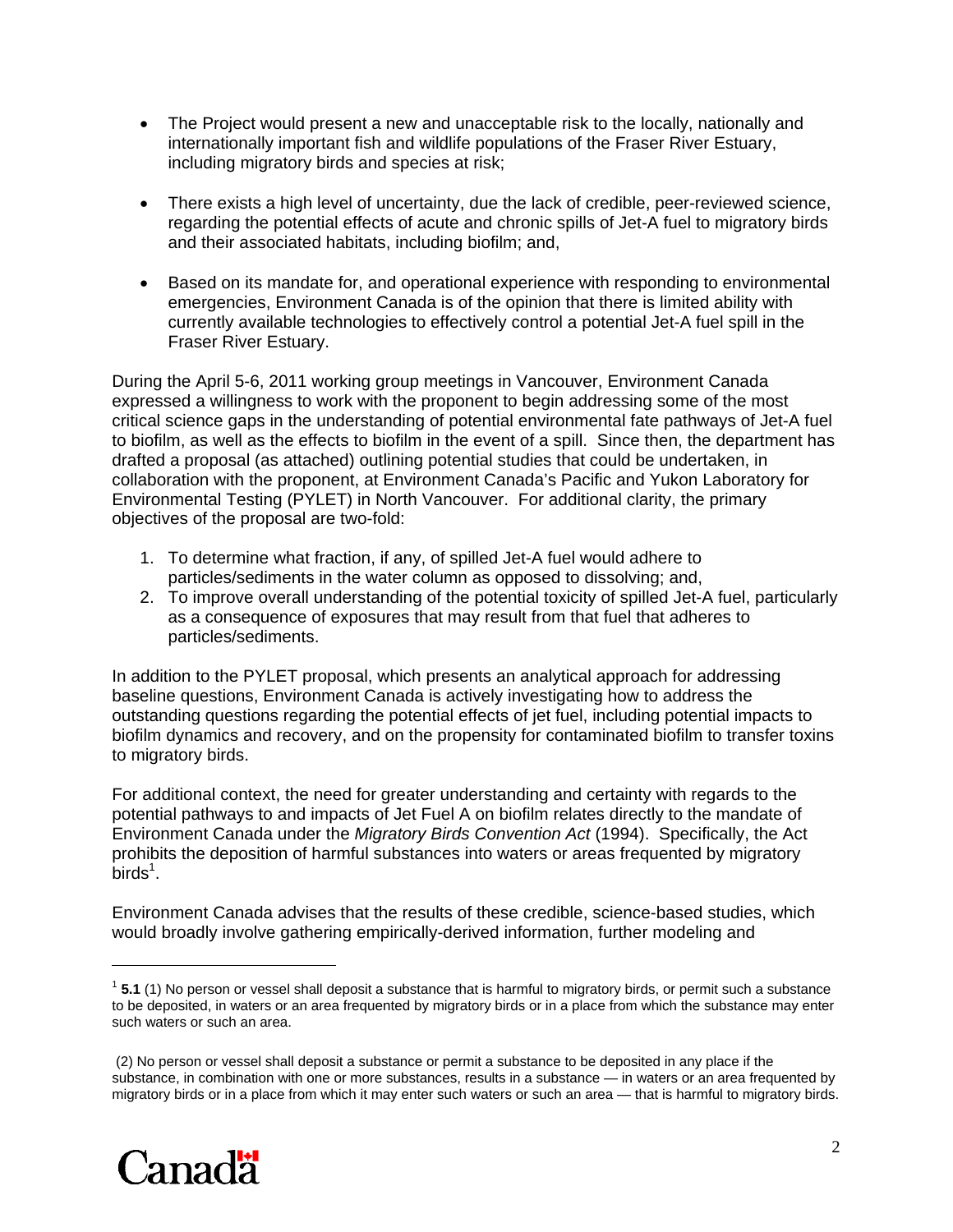- The Project would present a new and unacceptable risk to the locally, nationally and internationally important fish and wildlife populations of the Fraser River Estuary, including migratory birds and species at risk;

- There exists a high level of uncertainty, due the lack of credible, peer-reviewed science, regarding the potential effects of acute and chronic spills of Jet-A fuel to migratory birds and their associated habitats, including biofilm; and,

- Based on its mandate for, and operational experience with responding to environmental emergencies, Environment Canada is of the opinion that there is limited ability with currently available technologies to effectively control a potential Jet-A fuel spill in the Fraser River Estuary.

During the April 5-6, 2011 working group meetings in Vancouver, Environment Canada expressed a willingness to work with the proponent to begin addressing some of the most critical science gaps in the understanding of potential environmental fate pathways of Jet-A fuel to biofilm, as well as the effects to biofilm in the event of a spill. Since then, the department has drafted a proposal (as attached) outlining potential studies that could be undertaken, in collaboration with the proponent, at Environment Canada's Pacific and Yukon Laboratory for Environmental Testing (PYLET) in North Vancouver. For additional clarity, the primary objectives of the proposal are two-fold:

1. To determine what fraction, if any, of spilled Jet-A fuel would adhere to particles/sediments in the water column as opposed to dissolving; and,
2. To improve overall understanding of the potential toxicity of spilled Jet-A fuel, particularly as a consequence of exposures that may result from that fuel that adheres to particles/sediments.

In addition to the PYLET proposal, which presents an analytical approach for addressing baseline questions, Environment Canada is actively investigating how to address the outstanding questions regarding the potential effects of jet fuel, including potential impacts to biofilm dynamics and recovery, and on the propensity for contaminated biofilm to transfer toxins to migratory birds.

For additional context, the need for greater understanding and certainty with regards to the potential pathways to and impacts of Jet Fuel A on biofilm relates directly to the mandate of Environment Canada under the *Migratory Birds Convention Act* (1994). Specifically, the Act prohibits the deposition of harmful substances into waters or areas frequented by migratory birds[1].

Environment Canada advises that the results of these credible, science-based studies, which would broadly involve gathering empirically-derived information, further modeling and

---

[1] **5.1** (1) No person or vessel shall deposit a substance that is harmful to migratory birds, or permit such a substance to be deposited, in waters or an area frequented by migratory birds or in a place from which the substance may enter such waters or such an area.

(2) No person or vessel shall deposit a substance or permit a substance to be deposited in any place if the substance, in combination with one or more substances, results in a substance — in waters or an area frequented by migratory birds or in a place from which it may enter such waters or such an area — that is harmful to migratory birds.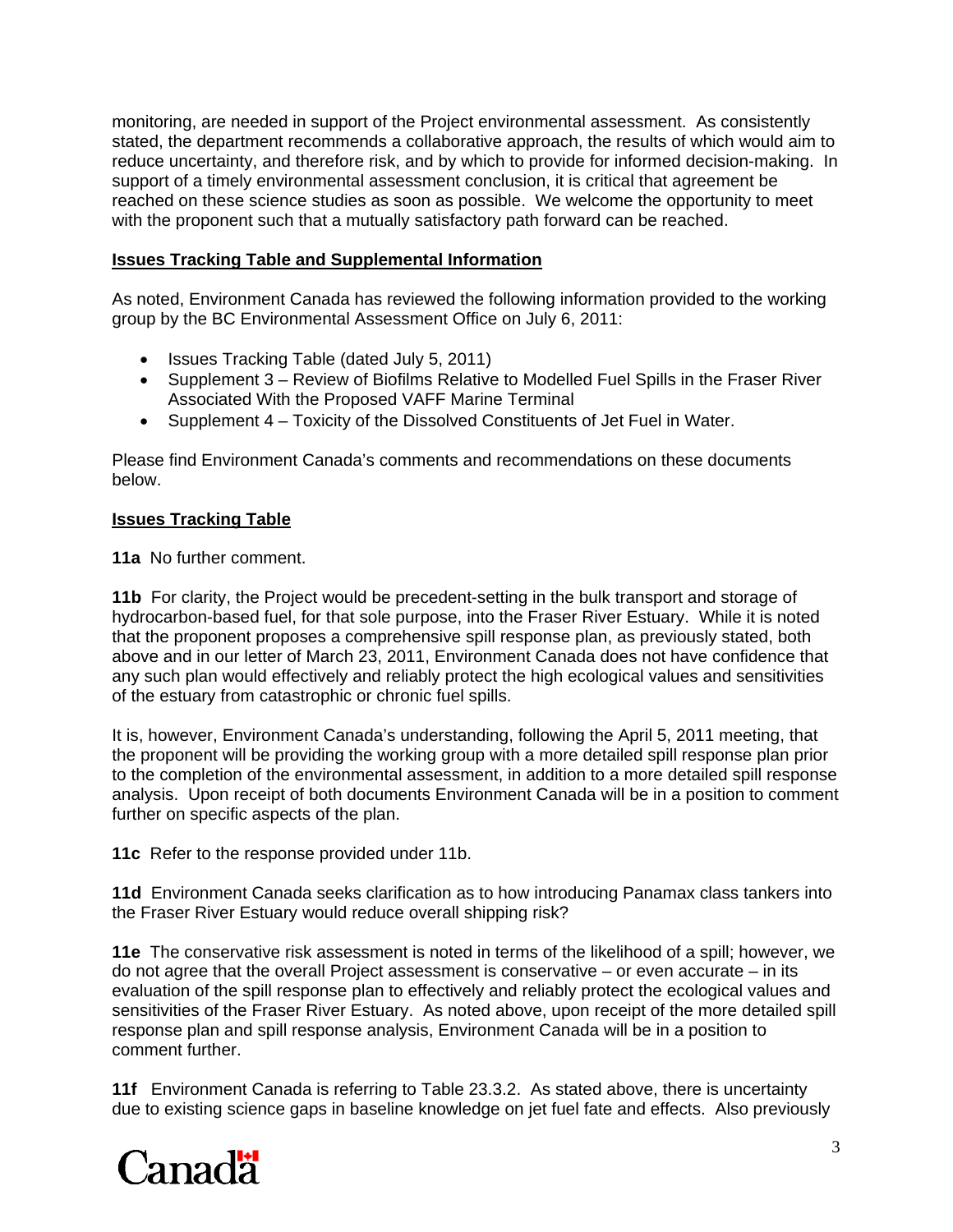monitoring, are needed in support of the Project environmental assessment. As consistently stated, the department recommends a collaborative approach, the results of which would aim to reduce uncertainty, and therefore risk, and by which to provide for informed decision-making. In support of a timely environmental assessment conclusion, it is critical that agreement be reached on these science studies as soon as possible. We welcome the opportunity to meet with the proponent such that a mutually satisfactory path forward can be reached.

**Issues Tracking Table and Supplemental Information**

As noted, Environment Canada has reviewed the following information provided to the working group by the BC Environmental Assessment Office on July 6, 2011:

- Issues Tracking Table (dated July 5, 2011)
- Supplement 3 – Review of Biofilms Relative to Modelled Fuel Spills in the Fraser River Associated With the Proposed VAFF Marine Terminal
- Supplement 4 – Toxicity of the Dissolved Constituents of Jet Fuel in Water.

Please find Environment Canada's comments and recommendations on these documents below.

**Issues Tracking Table**

**11a** No further comment.

**11b** For clarity, the Project would be precedent-setting in the bulk transport and storage of hydrocarbon-based fuel, for that sole purpose, into the Fraser River Estuary. While it is noted that the proponent proposes a comprehensive spill response plan, as previously stated, both above and in our letter of March 23, 2011, Environment Canada does not have confidence that any such plan would effectively and reliably protect the high ecological values and sensitivities of the estuary from catastrophic or chronic fuel spills.

It is, however, Environment Canada's understanding, following the April 5, 2011 meeting, that the proponent will be providing the working group with a more detailed spill response plan prior to the completion of the environmental assessment, in addition to a more detailed spill response analysis. Upon receipt of both documents Environment Canada will be in a position to comment further on specific aspects of the plan.

**11c** Refer to the response provided under 11b.

**11d** Environment Canada seeks clarification as to how introducing Panamax class tankers into the Fraser River Estuary would reduce overall shipping risk?

**11e** The conservative risk assessment is noted in terms of the likelihood of a spill; however, we do not agree that the overall Project assessment is conservative – or even accurate – in its evaluation of the spill response plan to effectively and reliably protect the ecological values and sensitivities of the Fraser River Estuary. As noted above, upon receipt of the more detailed spill response plan and spill response analysis, Environment Canada will be in a position to comment further.

**11f** Environment Canada is referring to Table 23.3.2. As stated above, there is uncertainty due to existing science gaps in baseline knowledge on jet fuel fate and effects. Also previously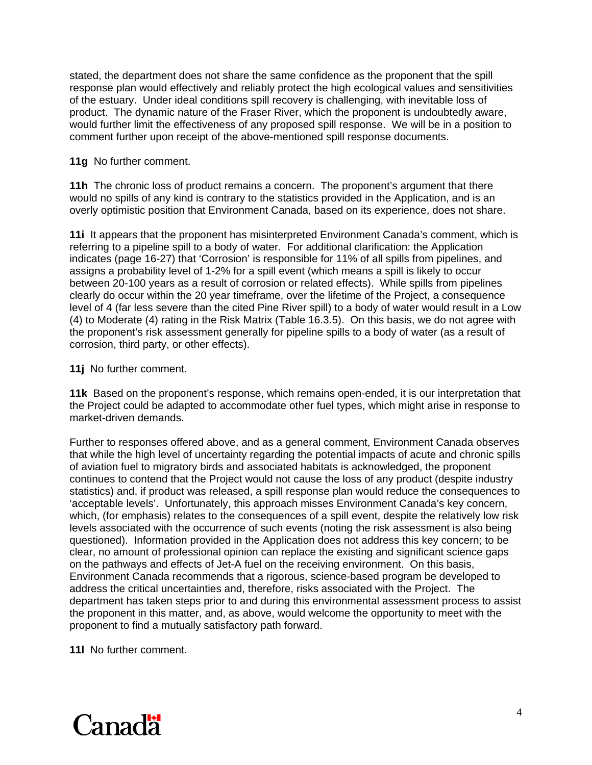stated, the department does not share the same confidence as the proponent that the spill response plan would effectively and reliably protect the high ecological values and sensitivities of the estuary. Under ideal conditions spill recovery is challenging, with inevitable loss of product. The dynamic nature of the Fraser River, which the proponent is undoubtedly aware, would further limit the effectiveness of any proposed spill response. We will be in a position to comment further upon receipt of the above-mentioned spill response documents.

**11g** No further comment.

**11h** The chronic loss of product remains a concern. The proponent's argument that there would no spills of any kind is contrary to the statistics provided in the Application, and is an overly optimistic position that Environment Canada, based on its experience, does not share.

**11i** It appears that the proponent has misinterpreted Environment Canada's comment, which is referring to a pipeline spill to a body of water. For additional clarification: the Application indicates (page 16-27) that 'Corrosion' is responsible for 11% of all spills from pipelines, and assigns a probability level of 1-2% for a spill event (which means a spill is likely to occur between 20-100 years as a result of corrosion or related effects). While spills from pipelines clearly do occur within the 20 year timeframe, over the lifetime of the Project, a consequence level of 4 (far less severe than the cited Pine River spill) to a body of water would result in a Low (4) to Moderate (4) rating in the Risk Matrix (Table 16.3.5). On this basis, we do not agree with the proponent's risk assessment generally for pipeline spills to a body of water (as a result of corrosion, third party, or other effects).

**11j** No further comment.

**11k** Based on the proponent's response, which remains open-ended, it is our interpretation that the Project could be adapted to accommodate other fuel types, which might arise in response to market-driven demands.

Further to responses offered above, and as a general comment, Environment Canada observes that while the high level of uncertainty regarding the potential impacts of acute and chronic spills of aviation fuel to migratory birds and associated habitats is acknowledged, the proponent continues to contend that the Project would not cause the loss of any product (despite industry statistics) and, if product was released, a spill response plan would reduce the consequences to 'acceptable levels'. Unfortunately, this approach misses Environment Canada's key concern, which, (for emphasis) relates to the consequences of a spill event, despite the relatively low risk levels associated with the occurrence of such events (noting the risk assessment is also being questioned). Information provided in the Application does not address this key concern; to be clear, no amount of professional opinion can replace the existing and significant science gaps on the pathways and effects of Jet-A fuel on the receiving environment. On this basis, Environment Canada recommends that a rigorous, science-based program be developed to address the critical uncertainties and, therefore, risks associated with the Project. The department has taken steps prior to and during this environmental assessment process to assist the proponent in this matter, and, as above, would welcome the opportunity to meet with the proponent to find a mutually satisfactory path forward.

**11l** No further comment.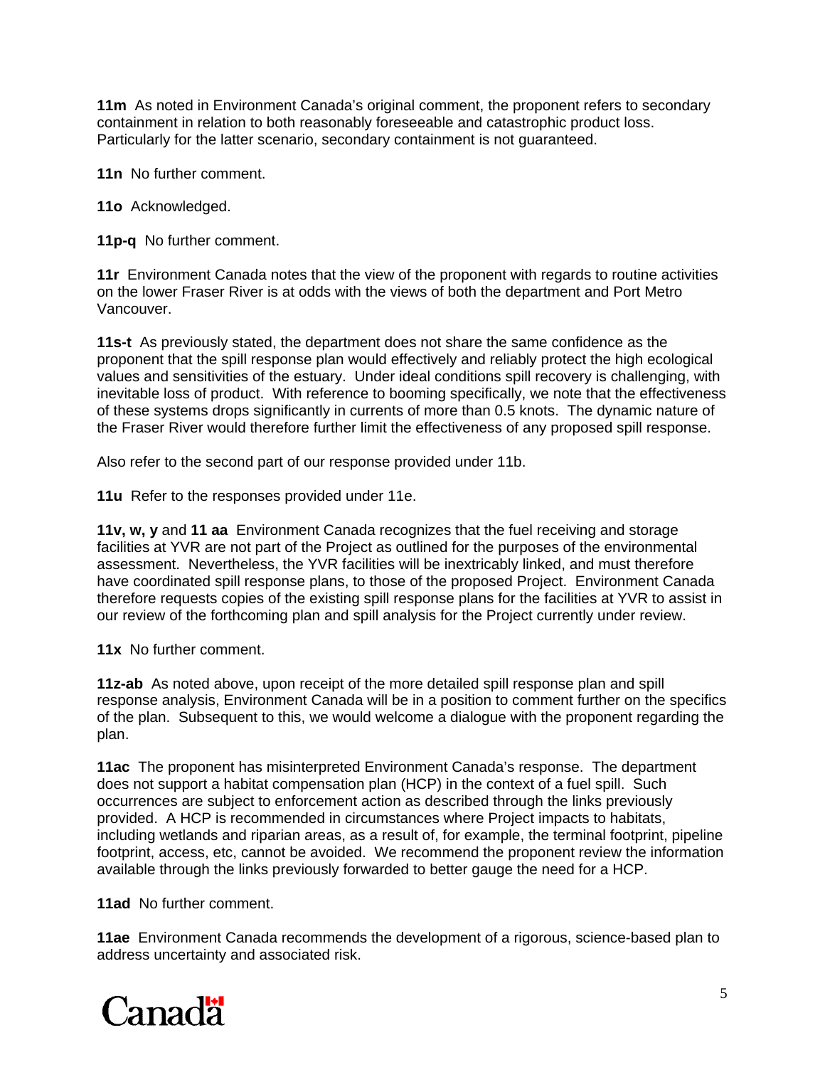**11m** As noted in Environment Canada's original comment, the proponent refers to secondary containment in relation to both reasonably foreseeable and catastrophic product loss. Particularly for the latter scenario, secondary containment is not guaranteed.

**11n** No further comment.

**11o** Acknowledged.

**11p-q** No further comment.

**11r** Environment Canada notes that the view of the proponent with regards to routine activities on the lower Fraser River is at odds with the views of both the department and Port Metro Vancouver.

**11s-t** As previously stated, the department does not share the same confidence as the proponent that the spill response plan would effectively and reliably protect the high ecological values and sensitivities of the estuary. Under ideal conditions spill recovery is challenging, with inevitable loss of product. With reference to booming specifically, we note that the effectiveness of these systems drops significantly in currents of more than 0.5 knots. The dynamic nature of the Fraser River would therefore further limit the effectiveness of any proposed spill response.

Also refer to the second part of our response provided under 11b.

**11u** Refer to the responses provided under 11e.

**11v, w, y** and **11 aa** Environment Canada recognizes that the fuel receiving and storage facilities at YVR are not part of the Project as outlined for the purposes of the environmental assessment. Nevertheless, the YVR facilities will be inextricably linked, and must therefore have coordinated spill response plans, to those of the proposed Project. Environment Canada therefore requests copies of the existing spill response plans for the facilities at YVR to assist in our review of the forthcoming plan and spill analysis for the Project currently under review.

**11x** No further comment.

**11z-ab** As noted above, upon receipt of the more detailed spill response plan and spill response analysis, Environment Canada will be in a position to comment further on the specifics of the plan. Subsequent to this, we would welcome a dialogue with the proponent regarding the plan.

**11ac** The proponent has misinterpreted Environment Canada's response. The department does not support a habitat compensation plan (HCP) in the context of a fuel spill. Such occurrences are subject to enforcement action as described through the links previously provided. A HCP is recommended in circumstances where Project impacts to habitats, including wetlands and riparian areas, as a result of, for example, the terminal footprint, pipeline footprint, access, etc, cannot be avoided. We recommend the proponent review the information available through the links previously forwarded to better gauge the need for a HCP.

**11ad** No further comment.

**11ae** Environment Canada recommends the development of a rigorous, science-based plan to address uncertainty and associated risk.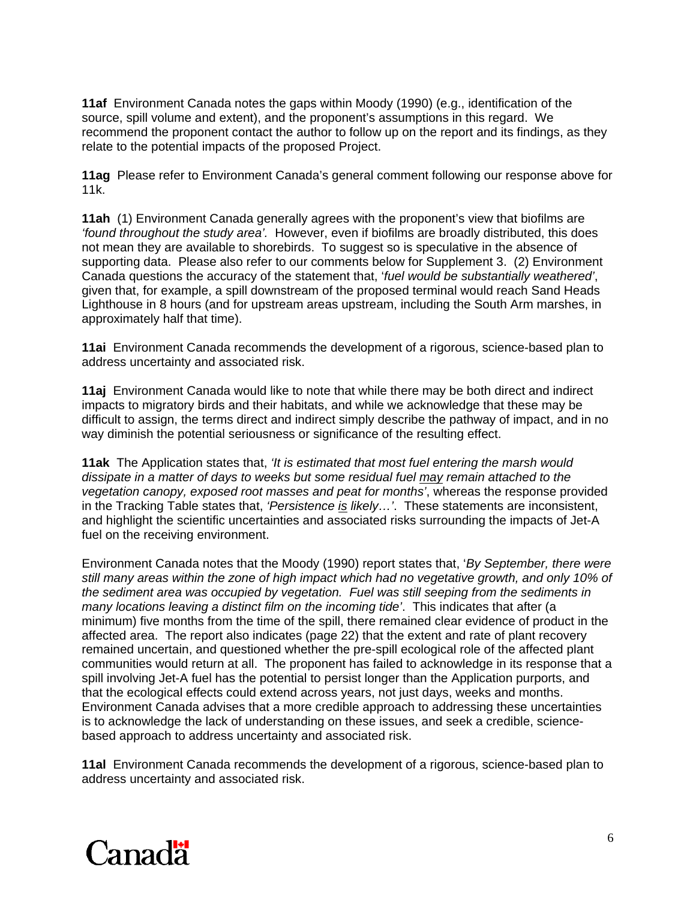**11af** Environment Canada notes the gaps within Moody (1990) (e.g., identification of the source, spill volume and extent), and the proponent's assumptions in this regard. We recommend the proponent contact the author to follow up on the report and its findings, as they relate to the potential impacts of the proposed Project.

**11ag** Please refer to Environment Canada's general comment following our response above for 11k.

**11ah** (1) Environment Canada generally agrees with the proponent's view that biofilms are *'found throughout the study area'.* However, even if biofilms are broadly distributed, this does not mean they are available to shorebirds. To suggest so is speculative in the absence of supporting data. Please also refer to our comments below for Supplement 3. (2) Environment Canada questions the accuracy of the statement that, '*fuel would be substantially weathered'*, given that, for example, a spill downstream of the proposed terminal would reach Sand Heads Lighthouse in 8 hours (and for upstream areas upstream, including the South Arm marshes, in approximately half that time).

**11ai** Environment Canada recommends the development of a rigorous, science-based plan to address uncertainty and associated risk.

**11aj** Environment Canada would like to note that while there may be both direct and indirect impacts to migratory birds and their habitats, and while we acknowledge that these may be difficult to assign, the terms direct and indirect simply describe the pathway of impact, and in no way diminish the potential seriousness or significance of the resulting effect.

**11ak** The Application states that, *'It is estimated that most fuel entering the marsh would dissipate in a matter of days to weeks but some residual fuel <u>may</u> remain attached to the vegetation canopy, exposed root masses and peat for months'*, whereas the response provided in the Tracking Table states that, *'Persistence <u>is</u> likely…'*. These statements are inconsistent, and highlight the scientific uncertainties and associated risks surrounding the impacts of Jet-A fuel on the receiving environment.

Environment Canada notes that the Moody (1990) report states that, '*By September, there were still many areas within the zone of high impact which had no vegetative growth, and only 10% of the sediment area was occupied by vegetation. Fuel was still seeping from the sediments in many locations leaving a distinct film on the incoming tide'*. This indicates that after (a minimum) five months from the time of the spill, there remained clear evidence of product in the affected area. The report also indicates (page 22) that the extent and rate of plant recovery remained uncertain, and questioned whether the pre-spill ecological role of the affected plant communities would return at all. The proponent has failed to acknowledge in its response that a spill involving Jet-A fuel has the potential to persist longer than the Application purports, and that the ecological effects could extend across years, not just days, weeks and months. Environment Canada advises that a more credible approach to addressing these uncertainties is to acknowledge the lack of understanding on these issues, and seek a credible, science-based approach to address uncertainty and associated risk.

**11al** Environment Canada recommends the development of a rigorous, science-based plan to address uncertainty and associated risk.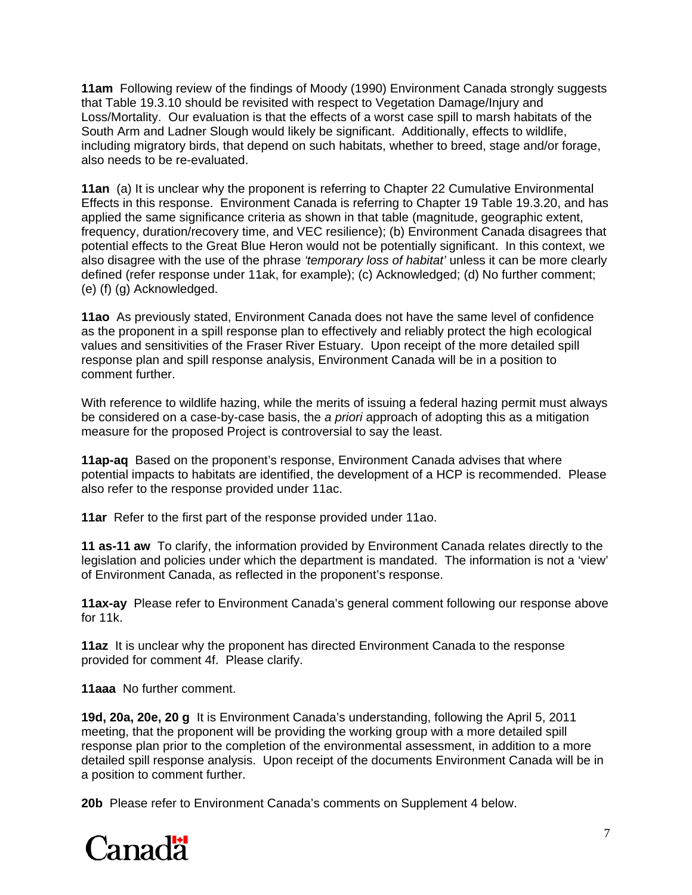**11am** Following review of the findings of Moody (1990) Environment Canada strongly suggests that Table 19.3.10 should be revisited with respect to Vegetation Damage/Injury and Loss/Mortality. Our evaluation is that the effects of a worst case spill to marsh habitats of the South Arm and Ladner Slough would likely be significant. Additionally, effects to wildlife, including migratory birds, that depend on such habitats, whether to breed, stage and/or forage, also needs to be re-evaluated.

**11an** (a) It is unclear why the proponent is referring to Chapter 22 Cumulative Environmental Effects in this response. Environment Canada is referring to Chapter 19 Table 19.3.20, and has applied the same significance criteria as shown in that table (magnitude, geographic extent, frequency, duration/recovery time, and VEC resilience); (b) Environment Canada disagrees that potential effects to the Great Blue Heron would not be potentially significant. In this context, we also disagree with the use of the phrase *'temporary loss of habitat'* unless it can be more clearly defined (refer response under 11ak, for example); (c) Acknowledged; (d) No further comment; (e) (f) (g) Acknowledged.

**11ao** As previously stated, Environment Canada does not have the same level of confidence as the proponent in a spill response plan to effectively and reliably protect the high ecological values and sensitivities of the Fraser River Estuary. Upon receipt of the more detailed spill response plan and spill response analysis, Environment Canada will be in a position to comment further.

With reference to wildlife hazing, while the merits of issuing a federal hazing permit must always be considered on a case-by-case basis, the *a priori* approach of adopting this as a mitigation measure for the proposed Project is controversial to say the least.

**11ap-aq** Based on the proponent's response, Environment Canada advises that where potential impacts to habitats are identified, the development of a HCP is recommended. Please also refer to the response provided under 11ac.

**11ar** Refer to the first part of the response provided under 11ao.

**11 as-11 aw** To clarify, the information provided by Environment Canada relates directly to the legislation and policies under which the department is mandated. The information is not a 'view' of Environment Canada, as reflected in the proponent's response.

**11ax-ay** Please refer to Environment Canada's general comment following our response above for 11k.

**11az** It is unclear why the proponent has directed Environment Canada to the response provided for comment 4f. Please clarify.

**11aaa** No further comment.

**19d, 20a, 20e, 20 g** It is Environment Canada's understanding, following the April 5, 2011 meeting, that the proponent will be providing the working group with a more detailed spill response plan prior to the completion of the environmental assessment, in addition to a more detailed spill response analysis. Upon receipt of the documents Environment Canada will be in a position to comment further.

**20b** Please refer to Environment Canada's comments on Supplement 4 below.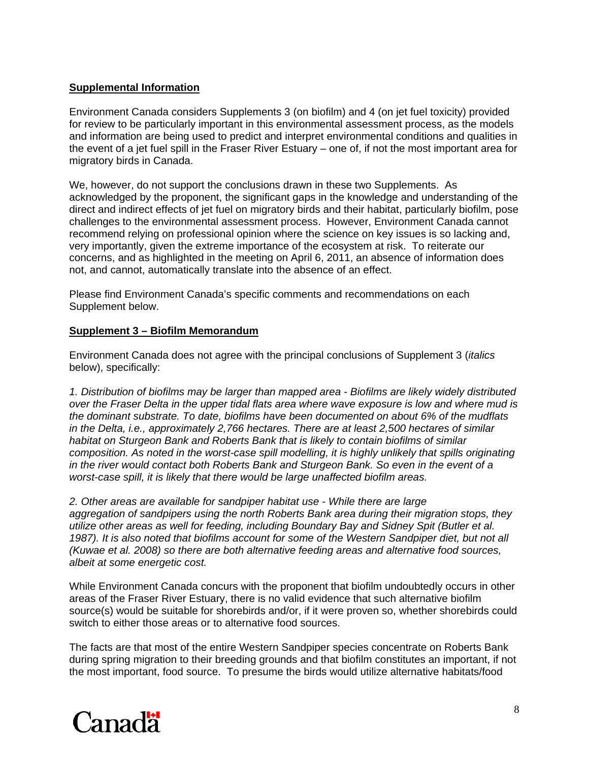**Supplemental Information**

Environment Canada considers Supplements 3 (on biofilm) and 4 (on jet fuel toxicity) provided for review to be particularly important in this environmental assessment process, as the models and information are being used to predict and interpret environmental conditions and qualities in the event of a jet fuel spill in the Fraser River Estuary – one of, if not the most important area for migratory birds in Canada.

We, however, do not support the conclusions drawn in these two Supplements. As acknowledged by the proponent, the significant gaps in the knowledge and understanding of the direct and indirect effects of jet fuel on migratory birds and their habitat, particularly biofilm, pose challenges to the environmental assessment process. However, Environment Canada cannot recommend relying on professional opinion where the science on key issues is so lacking and, very importantly, given the extreme importance of the ecosystem at risk. To reiterate our concerns, and as highlighted in the meeting on April 6, 2011, an absence of information does not, and cannot, automatically translate into the absence of an effect.

Please find Environment Canada's specific comments and recommendations on each Supplement below.

**Supplement 3 – Biofilm Memorandum**

Environment Canada does not agree with the principal conclusions of Supplement 3 (*italics* below), specifically:

*1. Distribution of biofilms may be larger than mapped area - Biofilms are likely widely distributed over the Fraser Delta in the upper tidal flats area where wave exposure is low and where mud is the dominant substrate. To date, biofilms have been documented on about 6% of the mudflats in the Delta, i.e., approximately 2,766 hectares. There are at least 2,500 hectares of similar habitat on Sturgeon Bank and Roberts Bank that is likely to contain biofilms of similar composition. As noted in the worst-case spill modelling, it is highly unlikely that spills originating in the river would contact both Roberts Bank and Sturgeon Bank. So even in the event of a worst-case spill, it is likely that there would be large unaffected biofilm areas.*

*2. Other areas are available for sandpiper habitat use - While there are large aggregation of sandpipers using the north Roberts Bank area during their migration stops, they utilize other areas as well for feeding, including Boundary Bay and Sidney Spit (Butler et al. 1987). It is also noted that biofilms account for some of the Western Sandpiper diet, but not all (Kuwae et al. 2008) so there are both alternative feeding areas and alternative food sources, albeit at some energetic cost.*

While Environment Canada concurs with the proponent that biofilm undoubtedly occurs in other areas of the Fraser River Estuary, there is no valid evidence that such alternative biofilm source(s) would be suitable for shorebirds and/or, if it were proven so, whether shorebirds could switch to either those areas or to alternative food sources.

The facts are that most of the entire Western Sandpiper species concentrate on Roberts Bank during spring migration to their breeding grounds and that biofilm constitutes an important, if not the most important, food source. To presume the birds would utilize alternative habitats/food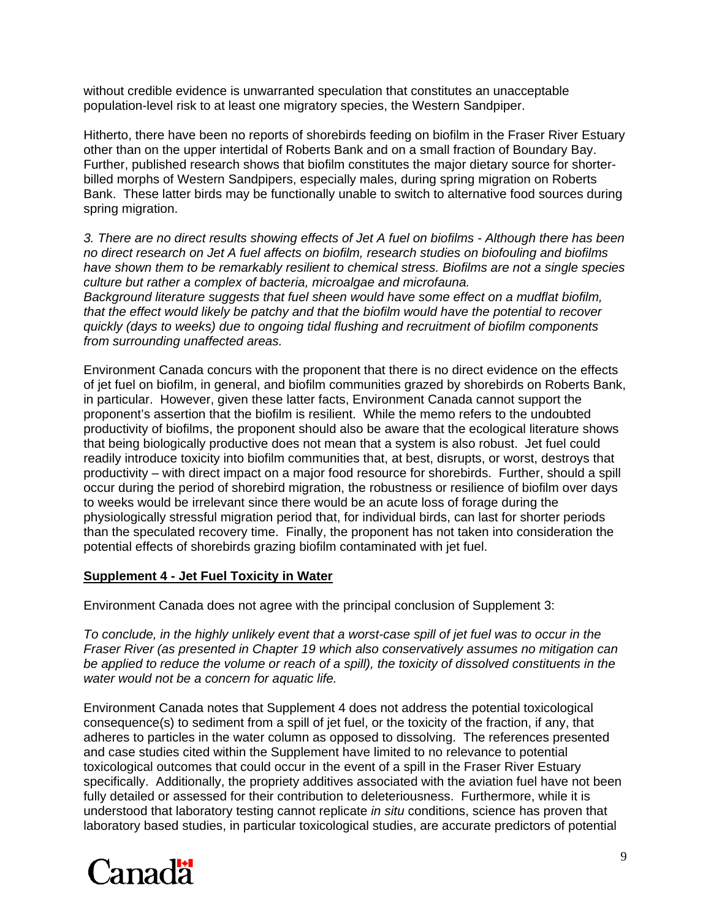without credible evidence is unwarranted speculation that constitutes an unacceptable population-level risk to at least one migratory species, the Western Sandpiper.

Hitherto, there have been no reports of shorebirds feeding on biofilm in the Fraser River Estuary other than on the upper intertidal of Roberts Bank and on a small fraction of Boundary Bay. Further, published research shows that biofilm constitutes the major dietary source for shorter-billed morphs of Western Sandpipers, especially males, during spring migration on Roberts Bank. These latter birds may be functionally unable to switch to alternative food sources during spring migration.

*3. There are no direct results showing effects of Jet A fuel on biofilms - Although there has been no direct research on Jet A fuel affects on biofilm, research studies on biofouling and biofilms have shown them to be remarkably resilient to chemical stress. Biofilms are not a single species culture but rather a complex of bacteria, microalgae and microfauna. Background literature suggests that fuel sheen would have some effect on a mudflat biofilm, that the effect would likely be patchy and that the biofilm would have the potential to recover quickly (days to weeks) due to ongoing tidal flushing and recruitment of biofilm components from surrounding unaffected areas.*

Environment Canada concurs with the proponent that there is no direct evidence on the effects of jet fuel on biofilm, in general, and biofilm communities grazed by shorebirds on Roberts Bank, in particular. However, given these latter facts, Environment Canada cannot support the proponent's assertion that the biofilm is resilient. While the memo refers to the undoubted productivity of biofilms, the proponent should also be aware that the ecological literature shows that being biologically productive does not mean that a system is also robust. Jet fuel could readily introduce toxicity into biofilm communities that, at best, disrupts, or worst, destroys that productivity – with direct impact on a major food resource for shorebirds. Further, should a spill occur during the period of shorebird migration, the robustness or resilience of biofilm over days to weeks would be irrelevant since there would be an acute loss of forage during the physiologically stressful migration period that, for individual birds, can last for shorter periods than the speculated recovery time. Finally, the proponent has not taken into consideration the potential effects of shorebirds grazing biofilm contaminated with jet fuel.

## Supplement 4 - Jet Fuel Toxicity in Water

Environment Canada does not agree with the principal conclusion of Supplement 3:

*To conclude, in the highly unlikely event that a worst-case spill of jet fuel was to occur in the Fraser River (as presented in Chapter 19 which also conservatively assumes no mitigation can be applied to reduce the volume or reach of a spill), the toxicity of dissolved constituents in the water would not be a concern for aquatic life.*

Environment Canada notes that Supplement 4 does not address the potential toxicological consequence(s) to sediment from a spill of jet fuel, or the toxicity of the fraction, if any, that adheres to particles in the water column as opposed to dissolving. The references presented and case studies cited within the Supplement have limited to no relevance to potential toxicological outcomes that could occur in the event of a spill in the Fraser River Estuary specifically. Additionally, the propriety additives associated with the aviation fuel have not been fully detailed or assessed for their contribution to deleteriousness. Furthermore, while it is understood that laboratory testing cannot replicate *in situ* conditions, science has proven that laboratory based studies, in particular toxicological studies, are accurate predictors of potential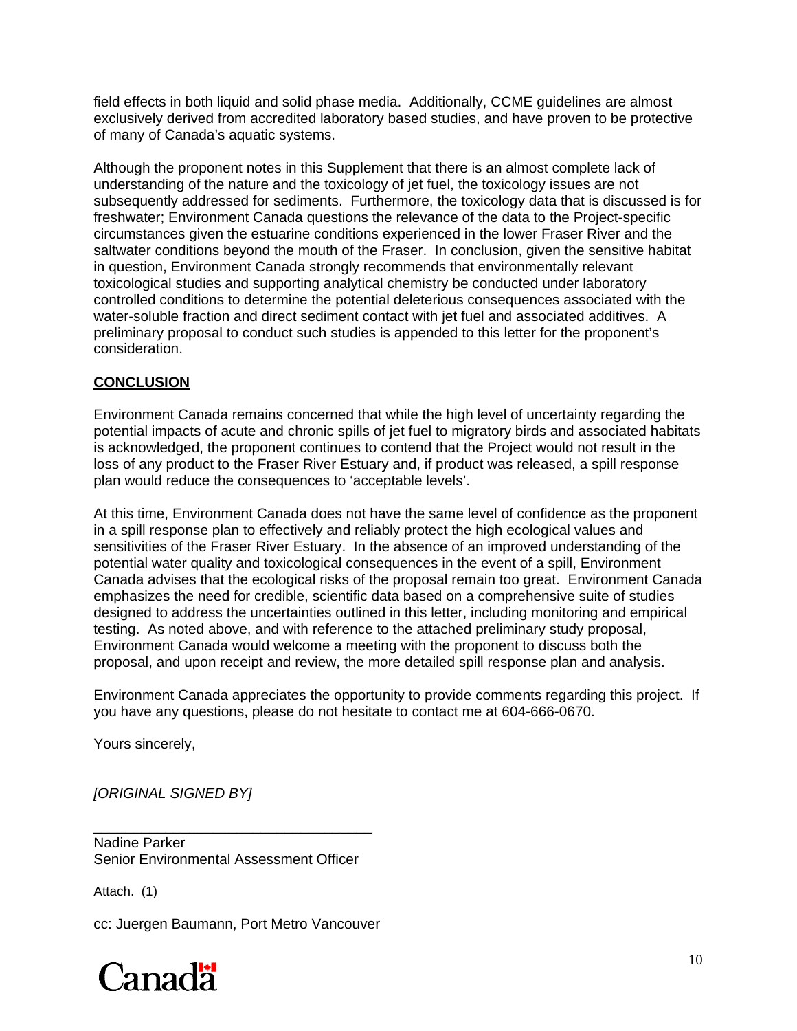field effects in both liquid and solid phase media. Additionally, CCME guidelines are almost exclusively derived from accredited laboratory based studies, and have proven to be protective of many of Canada's aquatic systems.

Although the proponent notes in this Supplement that there is an almost complete lack of understanding of the nature and the toxicology of jet fuel, the toxicology issues are not subsequently addressed for sediments. Furthermore, the toxicology data that is discussed is for freshwater; Environment Canada questions the relevance of the data to the Project-specific circumstances given the estuarine conditions experienced in the lower Fraser River and the saltwater conditions beyond the mouth of the Fraser. In conclusion, given the sensitive habitat in question, Environment Canada strongly recommends that environmentally relevant toxicological studies and supporting analytical chemistry be conducted under laboratory controlled conditions to determine the potential deleterious consequences associated with the water-soluble fraction and direct sediment contact with jet fuel and associated additives. A preliminary proposal to conduct such studies is appended to this letter for the proponent's consideration.

**CONCLUSION**

Environment Canada remains concerned that while the high level of uncertainty regarding the potential impacts of acute and chronic spills of jet fuel to migratory birds and associated habitats is acknowledged, the proponent continues to contend that the Project would not result in the loss of any product to the Fraser River Estuary and, if product was released, a spill response plan would reduce the consequences to 'acceptable levels'.

At this time, Environment Canada does not have the same level of confidence as the proponent in a spill response plan to effectively and reliably protect the high ecological values and sensitivities of the Fraser River Estuary. In the absence of an improved understanding of the potential water quality and toxicological consequences in the event of a spill, Environment Canada advises that the ecological risks of the proposal remain too great. Environment Canada emphasizes the need for credible, scientific data based on a comprehensive suite of studies designed to address the uncertainties outlined in this letter, including monitoring and empirical testing. As noted above, and with reference to the attached preliminary study proposal, Environment Canada would welcome a meeting with the proponent to discuss both the proposal, and upon receipt and review, the more detailed spill response plan and analysis.

Environment Canada appreciates the opportunity to provide comments regarding this project. If you have any questions, please do not hesitate to contact me at 604-666-0670.

Yours sincerely,

*[ORIGINAL SIGNED BY]*

\_\_\_\_\_\_\_\_\_\_\_\_\_\_\_\_\_\_\_\_\_\_\_\_\_\_\_\_\_\_\_\_\_\_\_\_

Nadine Parker  
Senior Environmental Assessment Officer

Attach. (1)

cc: Juergen Baumann, Port Metro Vancouver

Canada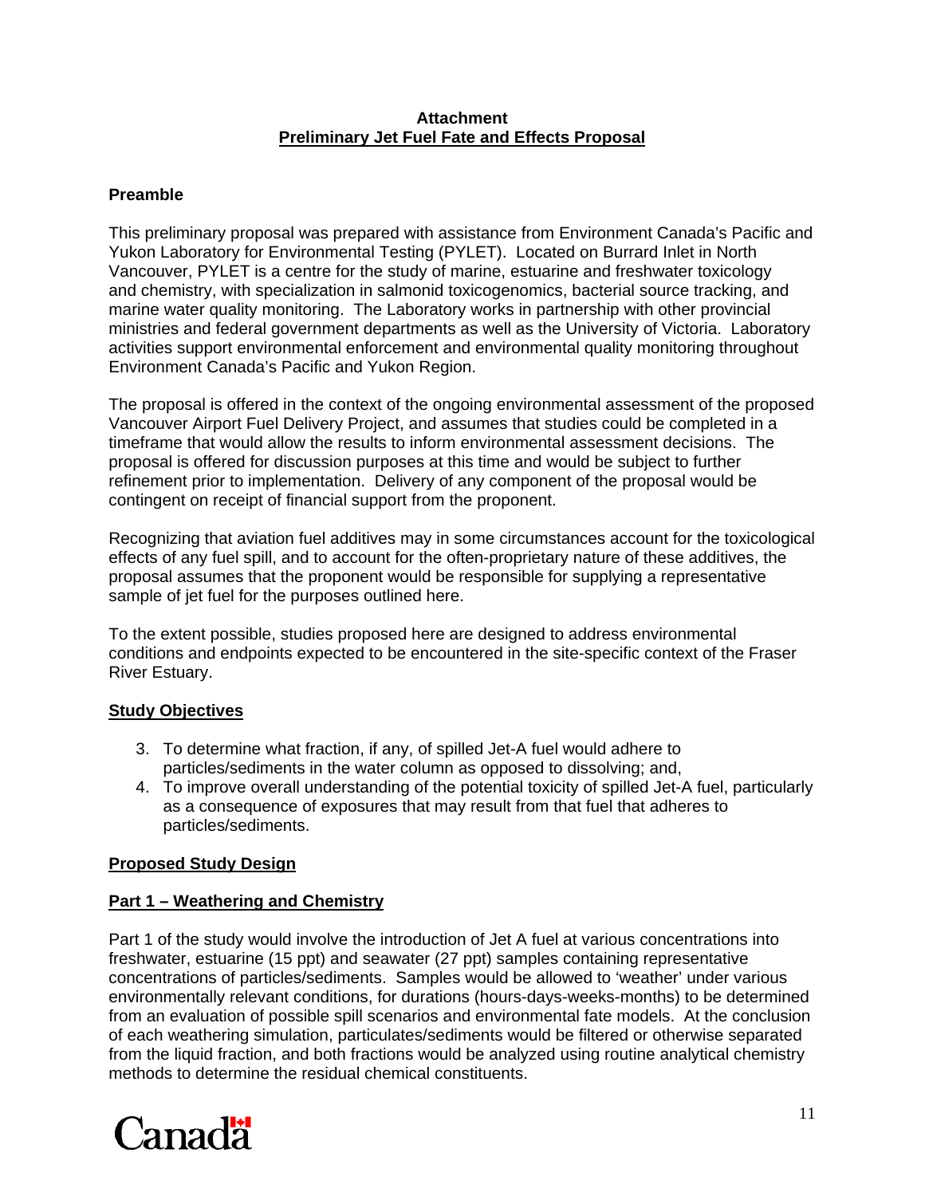**Attachment**
**Preliminary Jet Fuel Fate and Effects Proposal**

**Preamble**

This preliminary proposal was prepared with assistance from Environment Canada's Pacific and Yukon Laboratory for Environmental Testing (PYLET). Located on Burrard Inlet in North Vancouver, PYLET is a centre for the study of marine, estuarine and freshwater toxicology and chemistry, with specialization in salmonid toxicogenomics, bacterial source tracking, and marine water quality monitoring. The Laboratory works in partnership with other provincial ministries and federal government departments as well as the University of Victoria. Laboratory activities support environmental enforcement and environmental quality monitoring throughout Environment Canada's Pacific and Yukon Region.

The proposal is offered in the context of the ongoing environmental assessment of the proposed Vancouver Airport Fuel Delivery Project, and assumes that studies could be completed in a timeframe that would allow the results to inform environmental assessment decisions. The proposal is offered for discussion purposes at this time and would be subject to further refinement prior to implementation. Delivery of any component of the proposal would be contingent on receipt of financial support from the proponent.

Recognizing that aviation fuel additives may in some circumstances account for the toxicological effects of any fuel spill, and to account for the often-proprietary nature of these additives, the proposal assumes that the proponent would be responsible for supplying a representative sample of jet fuel for the purposes outlined here.

To the extent possible, studies proposed here are designed to address environmental conditions and endpoints expected to be encountered in the site-specific context of the Fraser River Estuary.

**Study Objectives**

3. To determine what fraction, if any, of spilled Jet-A fuel would adhere to particles/sediments in the water column as opposed to dissolving; and,
4. To improve overall understanding of the potential toxicity of spilled Jet-A fuel, particularly as a consequence of exposures that may result from that fuel that adheres to particles/sediments.

**Proposed Study Design**

**Part 1 – Weathering and Chemistry**

Part 1 of the study would involve the introduction of Jet A fuel at various concentrations into freshwater, estuarine (15 ppt) and seawater (27 ppt) samples containing representative concentrations of particles/sediments. Samples would be allowed to 'weather' under various environmentally relevant conditions, for durations (hours-days-weeks-months) to be determined from an evaluation of possible spill scenarios and environmental fate models. At the conclusion of each weathering simulation, particulates/sediments would be filtered or otherwise separated from the liquid fraction, and both fractions would be analyzed using routine analytical chemistry methods to determine the residual chemical constituents.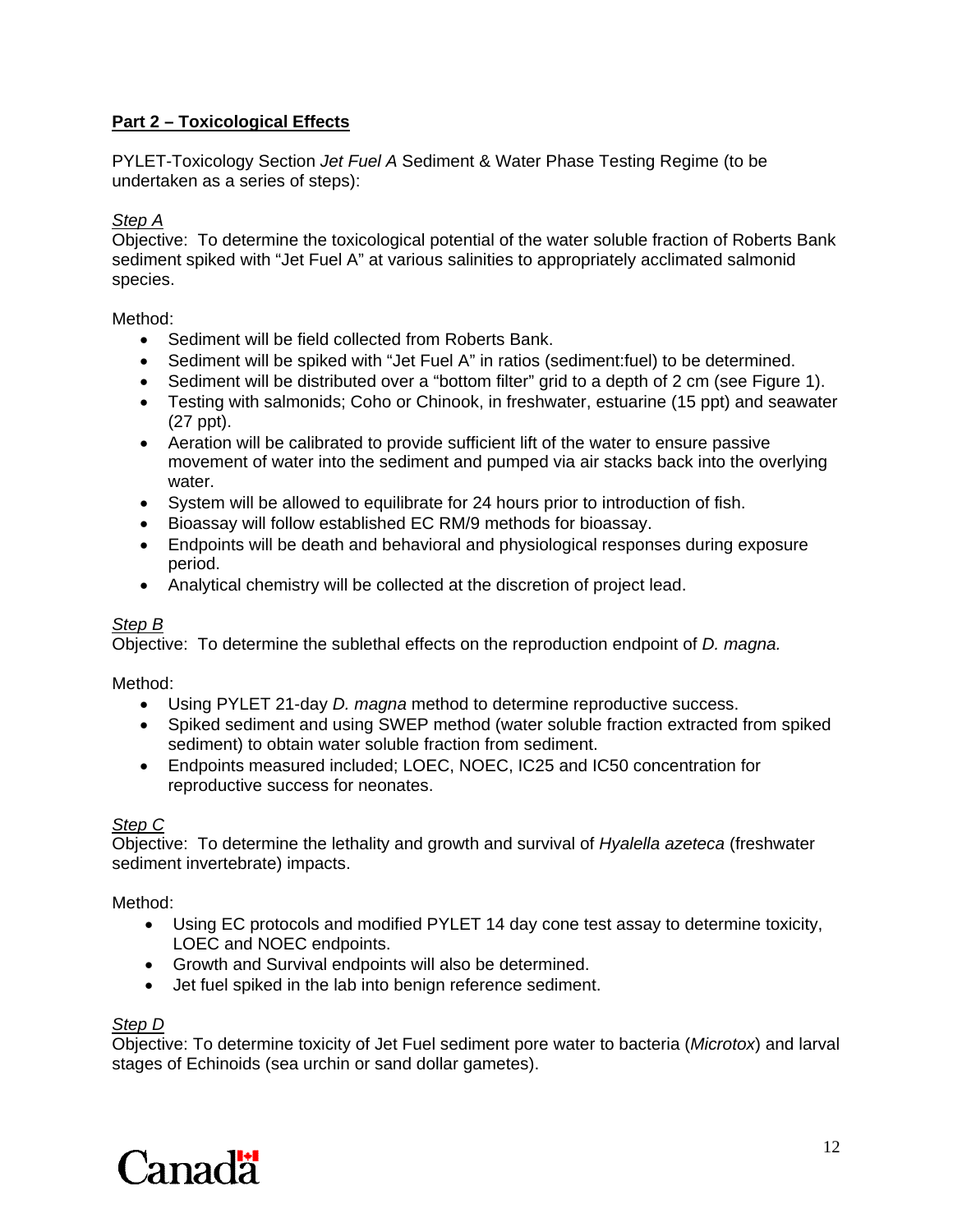## Part 2 – Toxicological Effects

PYLET-Toxicology Section *Jet Fuel A* Sediment & Water Phase Testing Regime (to be undertaken as a series of steps):

*Step A*
Objective: To determine the toxicological potential of the water soluble fraction of Roberts Bank sediment spiked with "Jet Fuel A" at various salinities to appropriately acclimated salmonid species.

Method:

- Sediment will be field collected from Roberts Bank.
- Sediment will be spiked with "Jet Fuel A" in ratios (sediment:fuel) to be determined.
- Sediment will be distributed over a "bottom filter" grid to a depth of 2 cm (see Figure 1).
- Testing with salmonids; Coho or Chinook, in freshwater, estuarine (15 ppt) and seawater (27 ppt).
- Aeration will be calibrated to provide sufficient lift of the water to ensure passive movement of water into the sediment and pumped via air stacks back into the overlying water.
- System will be allowed to equilibrate for 24 hours prior to introduction of fish.
- Bioassay will follow established EC RM/9 methods for bioassay.
- Endpoints will be death and behavioral and physiological responses during exposure period.
- Analytical chemistry will be collected at the discretion of project lead.

*Step B*
Objective: To determine the sublethal effects on the reproduction endpoint of *D. magna.*

Method:

- Using PYLET 21-day *D. magna* method to determine reproductive success.
- Spiked sediment and using SWEP method (water soluble fraction extracted from spiked sediment) to obtain water soluble fraction from sediment.
- Endpoints measured included; LOEC, NOEC, IC25 and IC50 concentration for reproductive success for neonates.

*Step C*
Objective: To determine the lethality and growth and survival of *Hyalella azeteca* (freshwater sediment invertebrate) impacts.

Method:

- Using EC protocols and modified PYLET 14 day cone test assay to determine toxicity, LOEC and NOEC endpoints.
- Growth and Survival endpoints will also be determined.
- Jet fuel spiked in the lab into benign reference sediment.

*Step D*
Objective: To determine toxicity of Jet Fuel sediment pore water to bacteria (*Microtox*) and larval stages of Echinoids (sea urchin or sand dollar gametes).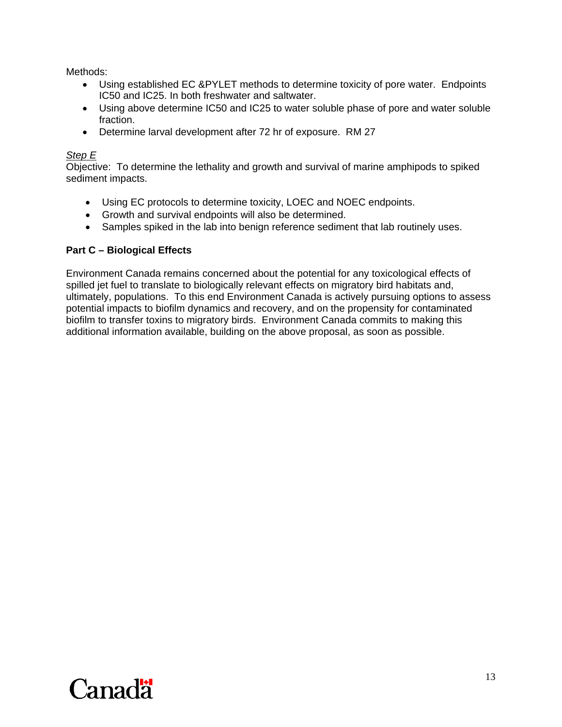Methods:

- Using established EC &PYLET methods to determine toxicity of pore water. Endpoints IC50 and IC25. In both freshwater and saltwater.
- Using above determine IC50 and IC25 to water soluble phase of pore and water soluble fraction.
- Determine larval development after 72 hr of exposure. RM 27

*Step E*

Objective: To determine the lethality and growth and survival of marine amphipods to spiked sediment impacts.

- Using EC protocols to determine toxicity, LOEC and NOEC endpoints.
- Growth and survival endpoints will also be determined.
- Samples spiked in the lab into benign reference sediment that lab routinely uses.

**Part C – Biological Effects**

Environment Canada remains concerned about the potential for any toxicological effects of spilled jet fuel to translate to biologically relevant effects on migratory bird habitats and, ultimately, populations. To this end Environment Canada is actively pursuing options to assess potential impacts to biofilm dynamics and recovery, and on the propensity for contaminated biofilm to transfer toxins to migratory birds. Environment Canada commits to making this additional information available, building on the above proposal, as soon as possible.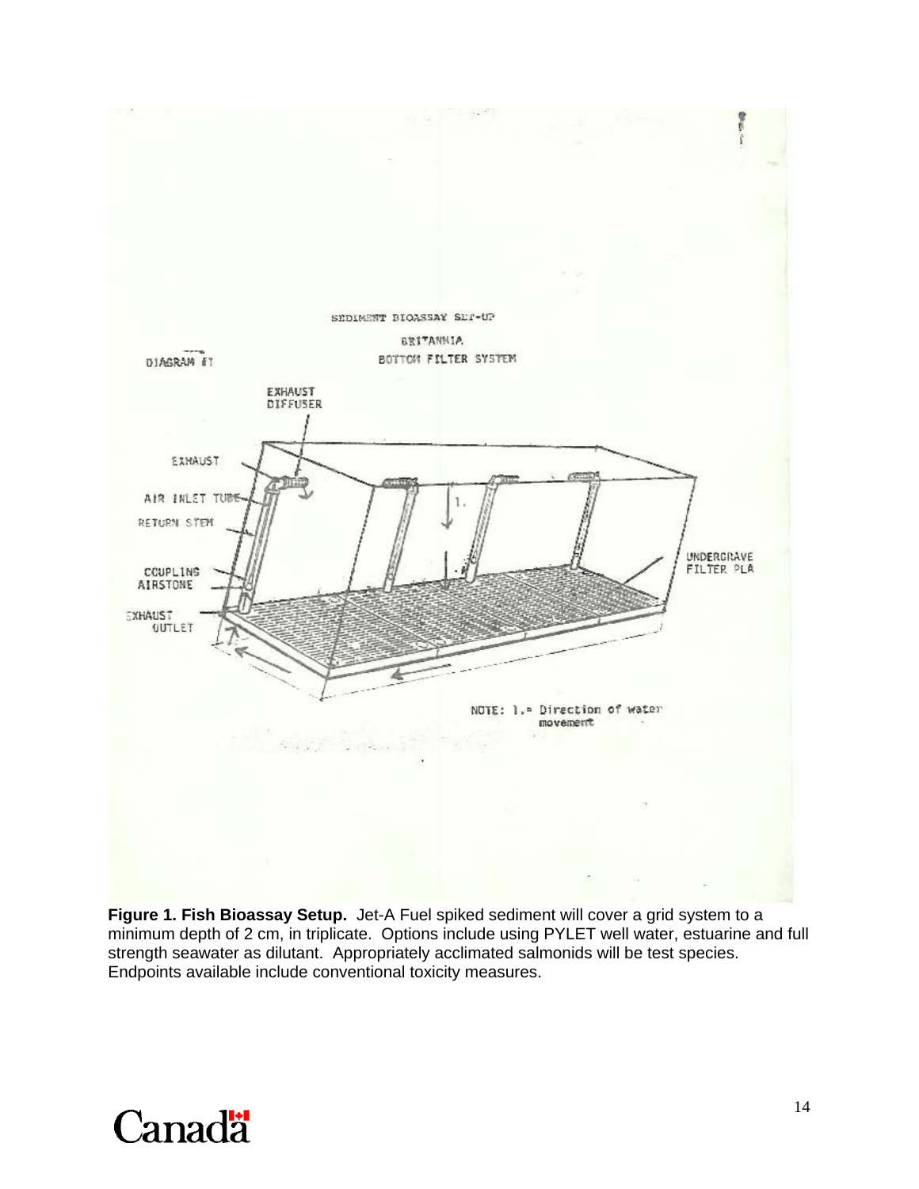SEDIMENT BIOASSAY SET-UP

BRITANNIA

BOTTOM FILTER SYSTEM

DIAGRAM #1

EXHAUST DIFFUSER

EXHAUST

AIR INLET TUBE

RETURN STEM

COUPLING

AIRSTONE

EXHAUST OUTLET

UNDERGRAVE FILTER PLA

1.

NOTE: 1.= Direction of water movement

**Figure 1. Fish Bioassay Setup.** Jet-A Fuel spiked sediment will cover a grid system to a minimum depth of 2 cm, in triplicate. Options include using PYLET well water, estuarine and full strength seawater as dilutant. Appropriately acclimated salmonids will be test species. Endpoints available include conventional toxicity measures.